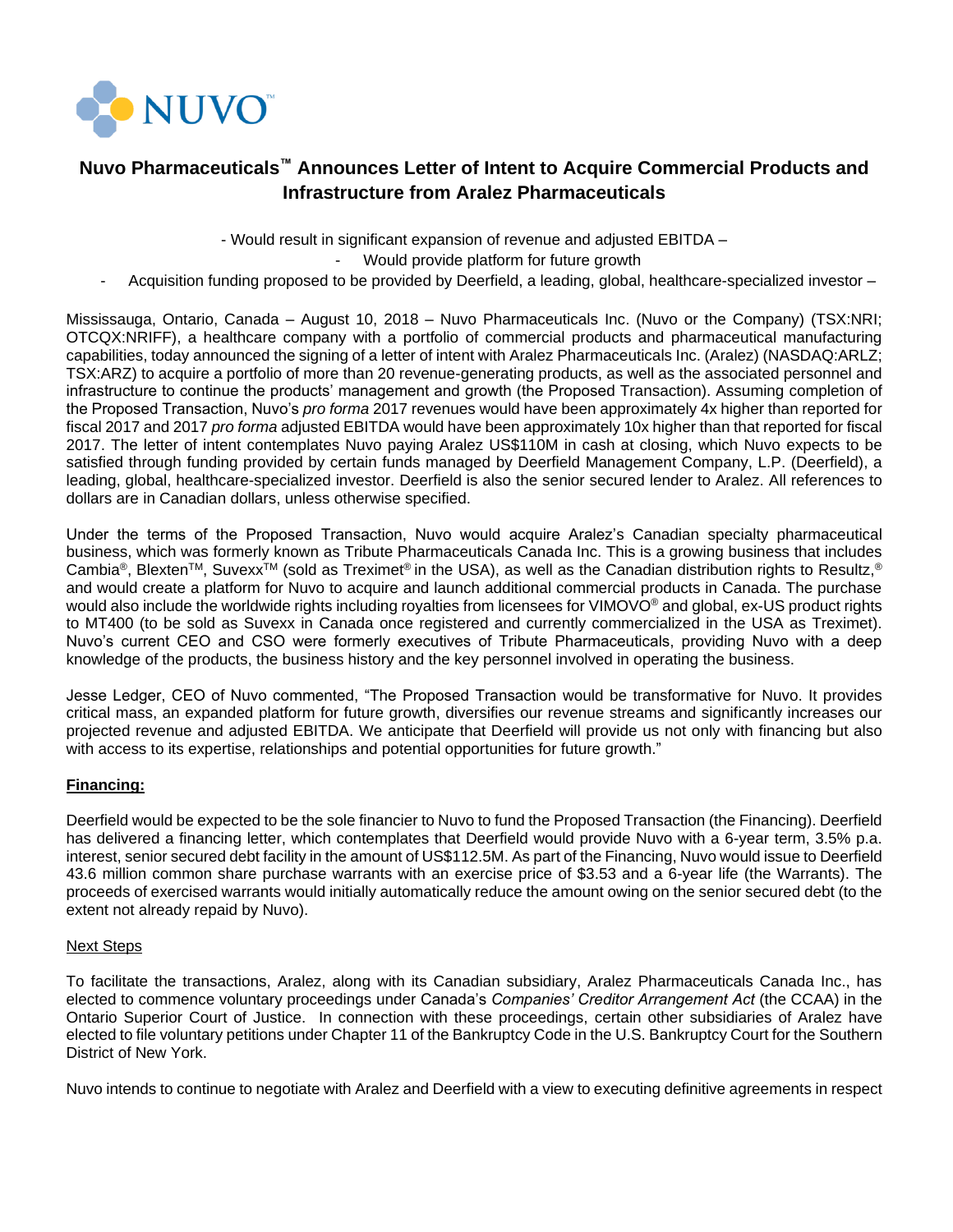NUVO™

# Nuvo Pharmaceuticals™ Announces Letter of Intent to Acquire Commercial Products and Infrastructure from Aralez Pharmaceuticals

- Would result in significant expansion of revenue and adjusted EBITDA –
- Would provide platform for future growth
- Acquisition funding proposed to be provided by Deerfield, a leading, global, healthcare-specialized investor –

Mississauga, Ontario, Canada – August 10, 2018 – Nuvo Pharmaceuticals Inc. (Nuvo or the Company) (TSX:NRI; OTCQX:NRIFF), a healthcare company with a portfolio of commercial products and pharmaceutical manufacturing capabilities, today announced the signing of a letter of intent with Aralez Pharmaceuticals Inc. (Aralez) (NASDAQ:ARLZ; TSX:ARZ) to acquire a portfolio of more than 20 revenue-generating products, as well as the associated personnel and infrastructure to continue the products' management and growth (the Proposed Transaction). Assuming completion of the Proposed Transaction, Nuvo's *pro forma* 2017 revenues would have been approximately 4x higher than reported for fiscal 2017 and 2017 *pro forma* adjusted EBITDA would have been approximately 10x higher than that reported for fiscal 2017. The letter of intent contemplates Nuvo paying Aralez US$110M in cash at closing, which Nuvo expects to be satisfied through funding provided by certain funds managed by Deerfield Management Company, L.P. (Deerfield), a leading, global, healthcare-specialized investor. Deerfield is also the senior secured lender to Aralez. All references to dollars are in Canadian dollars, unless otherwise specified.

Under the terms of the Proposed Transaction, Nuvo would acquire Aralez's Canadian specialty pharmaceutical business, which was formerly known as Tribute Pharmaceuticals Canada Inc. This is a growing business that includes Cambia®, Blexten™, Suvexx™ (sold as Treximet® in the USA), as well as the Canadian distribution rights to Resultz,® and would create a platform for Nuvo to acquire and launch additional commercial products in Canada. The purchase would also include the worldwide rights including royalties from licensees for VIMOVO® and global, ex-US product rights to MT400 (to be sold as Suvexx in Canada once registered and currently commercialized in the USA as Treximet). Nuvo's current CEO and CSO were formerly executives of Tribute Pharmaceuticals, providing Nuvo with a deep knowledge of the products, the business history and the key personnel involved in operating the business.

Jesse Ledger, CEO of Nuvo commented, "The Proposed Transaction would be transformative for Nuvo. It provides critical mass, an expanded platform for future growth, diversifies our revenue streams and significantly increases our projected revenue and adjusted EBITDA. We anticipate that Deerfield will provide us not only with financing but also with access to its expertise, relationships and potential opportunities for future growth."

**<u>Financing:</u>**

Deerfield would be expected to be the sole financier to Nuvo to fund the Proposed Transaction (the Financing). Deerfield has delivered a financing letter, which contemplates that Deerfield would provide Nuvo with a 6-year term, 3.5% p.a. interest, senior secured debt facility in the amount of US$112.5M. As part of the Financing, Nuvo would issue to Deerfield 43.6 million common share purchase warrants with an exercise price of $3.53 and a 6-year life (the Warrants). The proceeds of exercised warrants would initially automatically reduce the amount owing on the senior secured debt (to the extent not already repaid by Nuvo).

<u>Next Steps</u>

To facilitate the transactions, Aralez, along with its Canadian subsidiary, Aralez Pharmaceuticals Canada Inc., has elected to commence voluntary proceedings under Canada's *Companies' Creditor Arrangement Act* (the CCAA) in the Ontario Superior Court of Justice. In connection with these proceedings, certain other subsidiaries of Aralez have elected to file voluntary petitions under Chapter 11 of the Bankruptcy Code in the U.S. Bankruptcy Court for the Southern District of New York.

Nuvo intends to continue to negotiate with Aralez and Deerfield with a view to executing definitive agreements in respect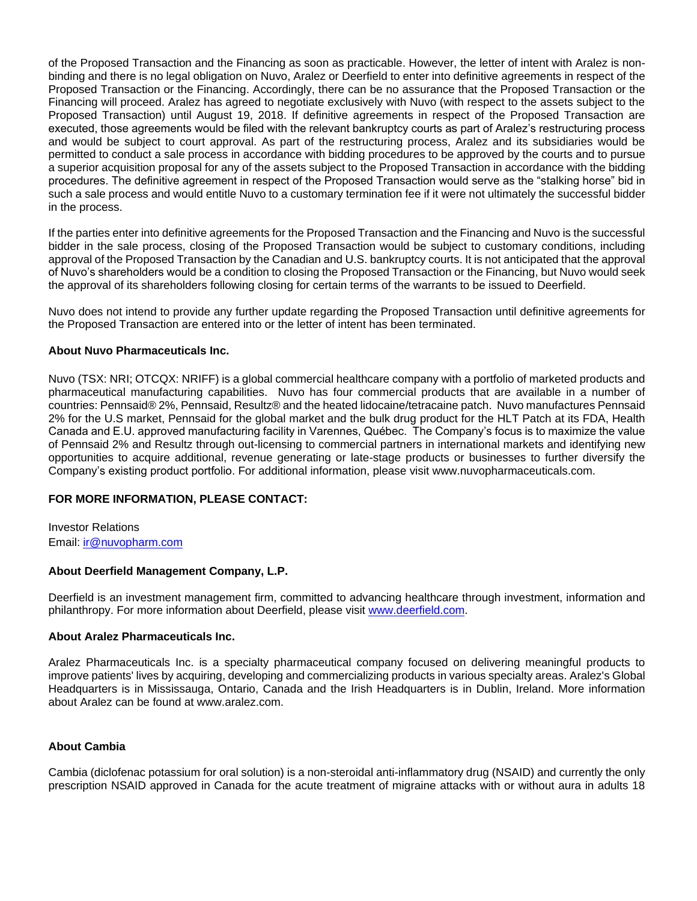of the Proposed Transaction and the Financing as soon as practicable. However, the letter of intent with Aralez is non-binding and there is no legal obligation on Nuvo, Aralez or Deerfield to enter into definitive agreements in respect of the Proposed Transaction or the Financing. Accordingly, there can be no assurance that the Proposed Transaction or the Financing will proceed. Aralez has agreed to negotiate exclusively with Nuvo (with respect to the assets subject to the Proposed Transaction) until August 19, 2018. If definitive agreements in respect of the Proposed Transaction are executed, those agreements would be filed with the relevant bankruptcy courts as part of Aralez's restructuring process and would be subject to court approval. As part of the restructuring process, Aralez and its subsidiaries would be permitted to conduct a sale process in accordance with bidding procedures to be approved by the courts and to pursue a superior acquisition proposal for any of the assets subject to the Proposed Transaction in accordance with the bidding procedures. The definitive agreement in respect of the Proposed Transaction would serve as the "stalking horse" bid in such a sale process and would entitle Nuvo to a customary termination fee if it were not ultimately the successful bidder in the process.

If the parties enter into definitive agreements for the Proposed Transaction and the Financing and Nuvo is the successful bidder in the sale process, closing of the Proposed Transaction would be subject to customary conditions, including approval of the Proposed Transaction by the Canadian and U.S. bankruptcy courts. It is not anticipated that the approval of Nuvo's shareholders would be a condition to closing the Proposed Transaction or the Financing, but Nuvo would seek the approval of its shareholders following closing for certain terms of the warrants to be issued to Deerfield.

Nuvo does not intend to provide any further update regarding the Proposed Transaction until definitive agreements for the Proposed Transaction are entered into or the letter of intent has been terminated.

**About Nuvo Pharmaceuticals Inc.**

Nuvo (TSX: NRI; OTCQX: NRIFF) is a global commercial healthcare company with a portfolio of marketed products and pharmaceutical manufacturing capabilities. Nuvo has four commercial products that are available in a number of countries: Pennsaid® 2%, Pennsaid, Resultz® and the heated lidocaine/tetracaine patch. Nuvo manufactures Pennsaid 2% for the U.S market, Pennsaid for the global market and the bulk drug product for the HLT Patch at its FDA, Health Canada and E.U. approved manufacturing facility in Varennes, Québec. The Company's focus is to maximize the value of Pennsaid 2% and Resultz through out-licensing to commercial partners in international markets and identifying new opportunities to acquire additional, revenue generating or late-stage products or businesses to further diversify the Company's existing product portfolio. For additional information, please visit www.nuvopharmaceuticals.com.

**FOR MORE INFORMATION, PLEASE CONTACT:**

Investor Relations
Email: ir@nuvopharm.com

**About Deerfield Management Company, L.P.**

Deerfield is an investment management firm, committed to advancing healthcare through investment, information and philanthropy. For more information about Deerfield, please visit www.deerfield.com.

**About Aralez Pharmaceuticals Inc.**

Aralez Pharmaceuticals Inc. is a specialty pharmaceutical company focused on delivering meaningful products to improve patients' lives by acquiring, developing and commercializing products in various specialty areas. Aralez's Global Headquarters is in Mississauga, Ontario, Canada and the Irish Headquarters is in Dublin, Ireland. More information about Aralez can be found at www.aralez.com.

**About Cambia**

Cambia (diclofenac potassium for oral solution) is a non-steroidal anti-inflammatory drug (NSAID) and currently the only prescription NSAID approved in Canada for the acute treatment of migraine attacks with or without aura in adults 18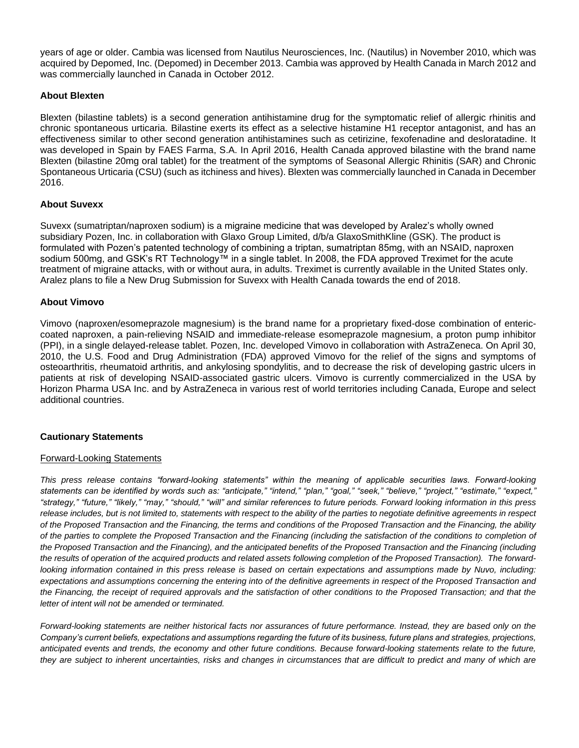years of age or older. Cambia was licensed from Nautilus Neurosciences, Inc. (Nautilus) in November 2010, which was acquired by Depomed, Inc. (Depomed) in December 2013. Cambia was approved by Health Canada in March 2012 and was commercially launched in Canada in October 2012.

**About Blexten**

Blexten (bilastine tablets) is a second generation antihistamine drug for the symptomatic relief of allergic rhinitis and chronic spontaneous urticaria. Bilastine exerts its effect as a selective histamine H1 receptor antagonist, and has an effectiveness similar to other second generation antihistamines such as cetirizine, fexofenadine and desloratadine. It was developed in Spain by FAES Farma, S.A. In April 2016, Health Canada approved bilastine with the brand name Blexten (bilastine 20mg oral tablet) for the treatment of the symptoms of Seasonal Allergic Rhinitis (SAR) and Chronic Spontaneous Urticaria (CSU) (such as itchiness and hives). Blexten was commercially launched in Canada in December 2016.

**About Suvexx**

Suvexx (sumatriptan/naproxen sodium) is a migraine medicine that was developed by Aralez's wholly owned subsidiary Pozen, Inc. in collaboration with Glaxo Group Limited, d/b/a GlaxoSmithKline (GSK). The product is formulated with Pozen's patented technology of combining a triptan, sumatriptan 85mg, with an NSAID, naproxen sodium 500mg, and GSK's RT Technology™ in a single tablet. In 2008, the FDA approved Treximet for the acute treatment of migraine attacks, with or without aura, in adults. Treximet is currently available in the United States only. Aralez plans to file a New Drug Submission for Suvexx with Health Canada towards the end of 2018.

**About Vimovo**

Vimovo (naproxen/esomeprazole magnesium) is the brand name for a proprietary fixed-dose combination of enteric-coated naproxen, a pain-relieving NSAID and immediate-release esomeprazole magnesium, a proton pump inhibitor (PPI), in a single delayed-release tablet. Pozen, Inc. developed Vimovo in collaboration with AstraZeneca. On April 30, 2010, the U.S. Food and Drug Administration (FDA) approved Vimovo for the relief of the signs and symptoms of osteoarthritis, rheumatoid arthritis, and ankylosing spondylitis, and to decrease the risk of developing gastric ulcers in patients at risk of developing NSAID-associated gastric ulcers. Vimovo is currently commercialized in the USA by Horizon Pharma USA Inc. and by AstraZeneca in various rest of world territories including Canada, Europe and select additional countries.

**Cautionary Statements**

Forward-Looking Statements

*This press release contains "forward-looking statements" within the meaning of applicable securities laws. Forward-looking statements can be identified by words such as: "anticipate," "intend," "plan," "goal," "seek," "believe," "project," "estimate," "expect," "strategy," "future," "likely," "may," "should," "will" and similar references to future periods. Forward looking information in this press release includes, but is not limited to, statements with respect to the ability of the parties to negotiate definitive agreements in respect of the Proposed Transaction and the Financing, the terms and conditions of the Proposed Transaction and the Financing, the ability of the parties to complete the Proposed Transaction and the Financing (including the satisfaction of the conditions to completion of the Proposed Transaction and the Financing), and the anticipated benefits of the Proposed Transaction and the Financing (including the results of operation of the acquired products and related assets following completion of the Proposed Transaction). The forward-looking information contained in this press release is based on certain expectations and assumptions made by Nuvo, including: expectations and assumptions concerning the entering into of the definitive agreements in respect of the Proposed Transaction and the Financing, the receipt of required approvals and the satisfaction of other conditions to the Proposed Transaction; and that the letter of intent will not be amended or terminated.*

*Forward-looking statements are neither historical facts nor assurances of future performance. Instead, they are based only on the Company's current beliefs, expectations and assumptions regarding the future of its business, future plans and strategies, projections, anticipated events and trends, the economy and other future conditions. Because forward-looking statements relate to the future, they are subject to inherent uncertainties, risks and changes in circumstances that are difficult to predict and many of which are*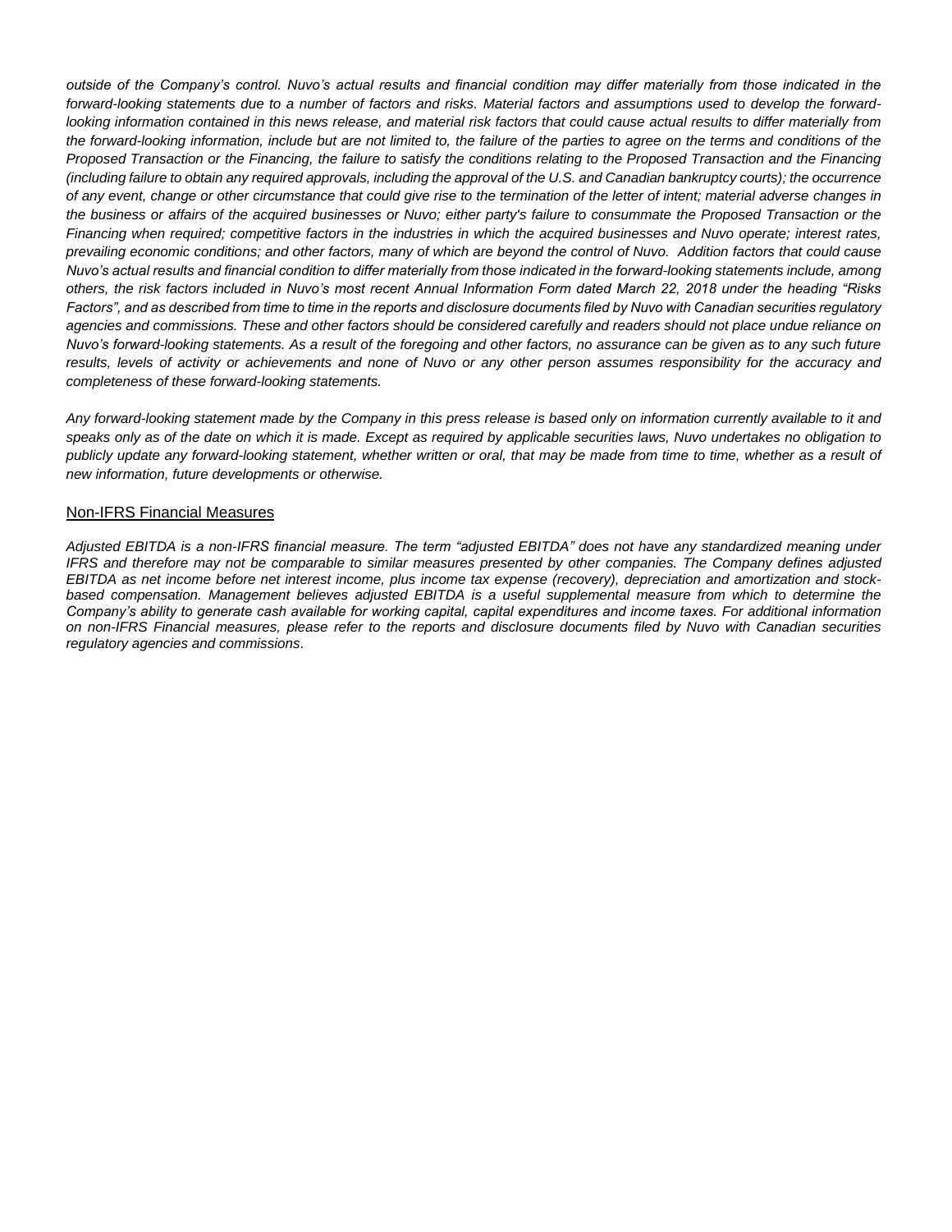*outside of the Company's control. Nuvo's actual results and financial condition may differ materially from those indicated in the forward-looking statements due to a number of factors and risks. Material factors and assumptions used to develop the forward-looking information contained in this news release, and material risk factors that could cause actual results to differ materially from the forward-looking information, include but are not limited to, the failure of the parties to agree on the terms and conditions of the Proposed Transaction or the Financing, the failure to satisfy the conditions relating to the Proposed Transaction and the Financing (including failure to obtain any required approvals, including the approval of the U.S. and Canadian bankruptcy courts); the occurrence of any event, change or other circumstance that could give rise to the termination of the letter of intent; material adverse changes in the business or affairs of the acquired businesses or Nuvo; either party's failure to consummate the Proposed Transaction or the Financing when required; competitive factors in the industries in which the acquired businesses and Nuvo operate; interest rates, prevailing economic conditions; and other factors, many of which are beyond the control of Nuvo. Addition factors that could cause Nuvo's actual results and financial condition to differ materially from those indicated in the forward-looking statements include, among others, the risk factors included in Nuvo's most recent Annual Information Form dated March 22, 2018 under the heading "Risks Factors", and as described from time to time in the reports and disclosure documents filed by Nuvo with Canadian securities regulatory agencies and commissions. These and other factors should be considered carefully and readers should not place undue reliance on Nuvo's forward-looking statements. As a result of the foregoing and other factors, no assurance can be given as to any such future results, levels of activity or achievements and none of Nuvo or any other person assumes responsibility for the accuracy and completeness of these forward-looking statements.*

*Any forward-looking statement made by the Company in this press release is based only on information currently available to it and speaks only as of the date on which it is made. Except as required by applicable securities laws, Nuvo undertakes no obligation to publicly update any forward-looking statement, whether written or oral, that may be made from time to time, whether as a result of new information, future developments or otherwise.*

## Non-IFRS Financial Measures

*Adjusted EBITDA is a non-IFRS financial measure. The term "adjusted EBITDA" does not have any standardized meaning under IFRS and therefore may not be comparable to similar measures presented by other companies. The Company defines adjusted EBITDA as net income before net interest income, plus income tax expense (recovery), depreciation and amortization and stock-based compensation. Management believes adjusted EBITDA is a useful supplemental measure from which to determine the Company's ability to generate cash available for working capital, capital expenditures and income taxes. For additional information on non-IFRS Financial measures, please refer to the reports and disclosure documents filed by Nuvo with Canadian securities regulatory agencies and commissions*.